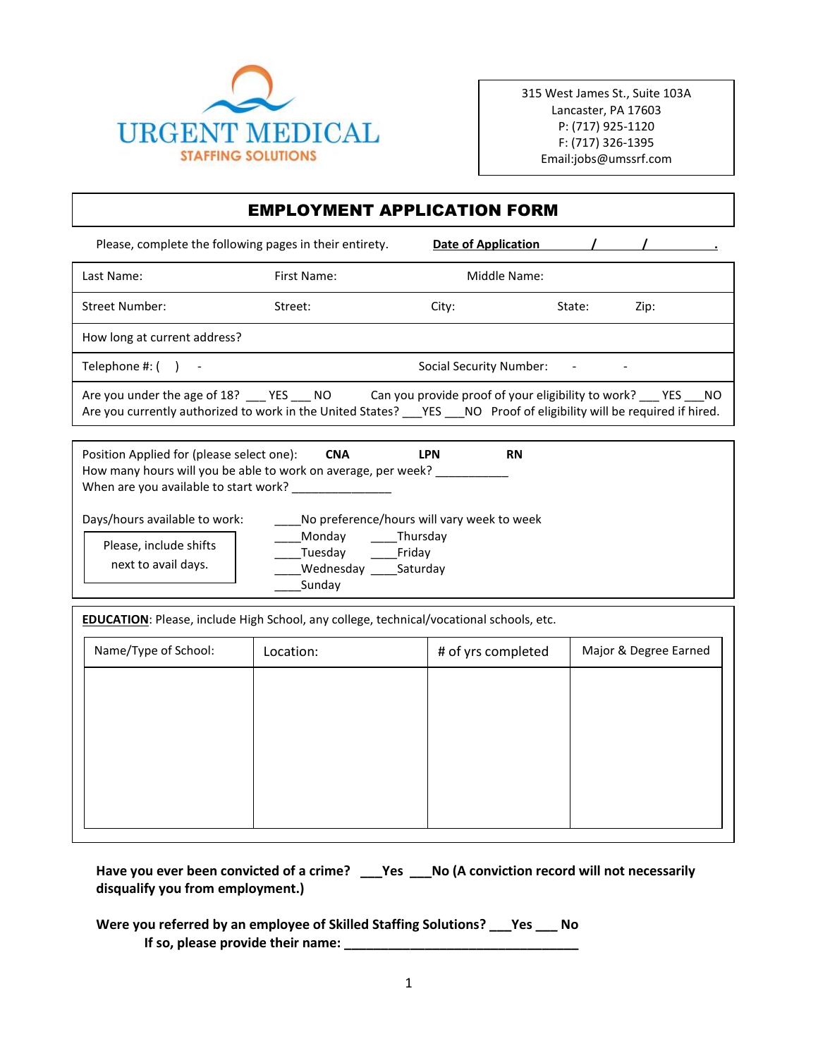URGENT MEDICAL
STAFFING SOLUTIONS

315 West James St., Suite 103A
Lancaster, PA 17603
P: (717) 925-1120
F: (717) 326-1395
Email:jobs@umssrf.com

# EMPLOYMENT APPLICATION FORM

Please, complete the following pages in their entirety.  **Date of Application ______ / ______ / __________.**

Last Name: First Name: Middle Name:

Street Number: Street: City: State: Zip:

How long at current address?

Telephone #: (    )    -   Social Security Number:    -    -

Are you under the age of 18? ___ YES ___ NO   Can you provide proof of your eligibility to work? ___ YES ___NO
Are you currently authorized to work in the United States? ___YES ___NO  Proof of eligibility will be required if hired.

Position Applied for (please select one): **CNA** **LPN** **RN**
How many hours will you be able to work on average, per week? ___________
When are you available to start work? _______________

Days/hours available to work:

Please, include shifts next to avail days.

____No preference/hours will vary week to week
____Monday ____Thursday
____Tuesday ____Friday
____Wednesday ____Saturday
____Sunday

**EDUCATION**: Please, include High School, any college, technical/vocational schools, etc.

| Name/Type of School: | Location: | # of yrs completed | Major & Degree Earned |
|---|---|---|---|
| | | | |

**Have you ever been convicted of a crime? ___Yes ___No (A conviction record will not necessarily disqualify you from employment.)**

**Were you referred by an employee of Skilled Staffing Solutions? ___Yes ___ No**
**If so, please provide their name: _________________________________**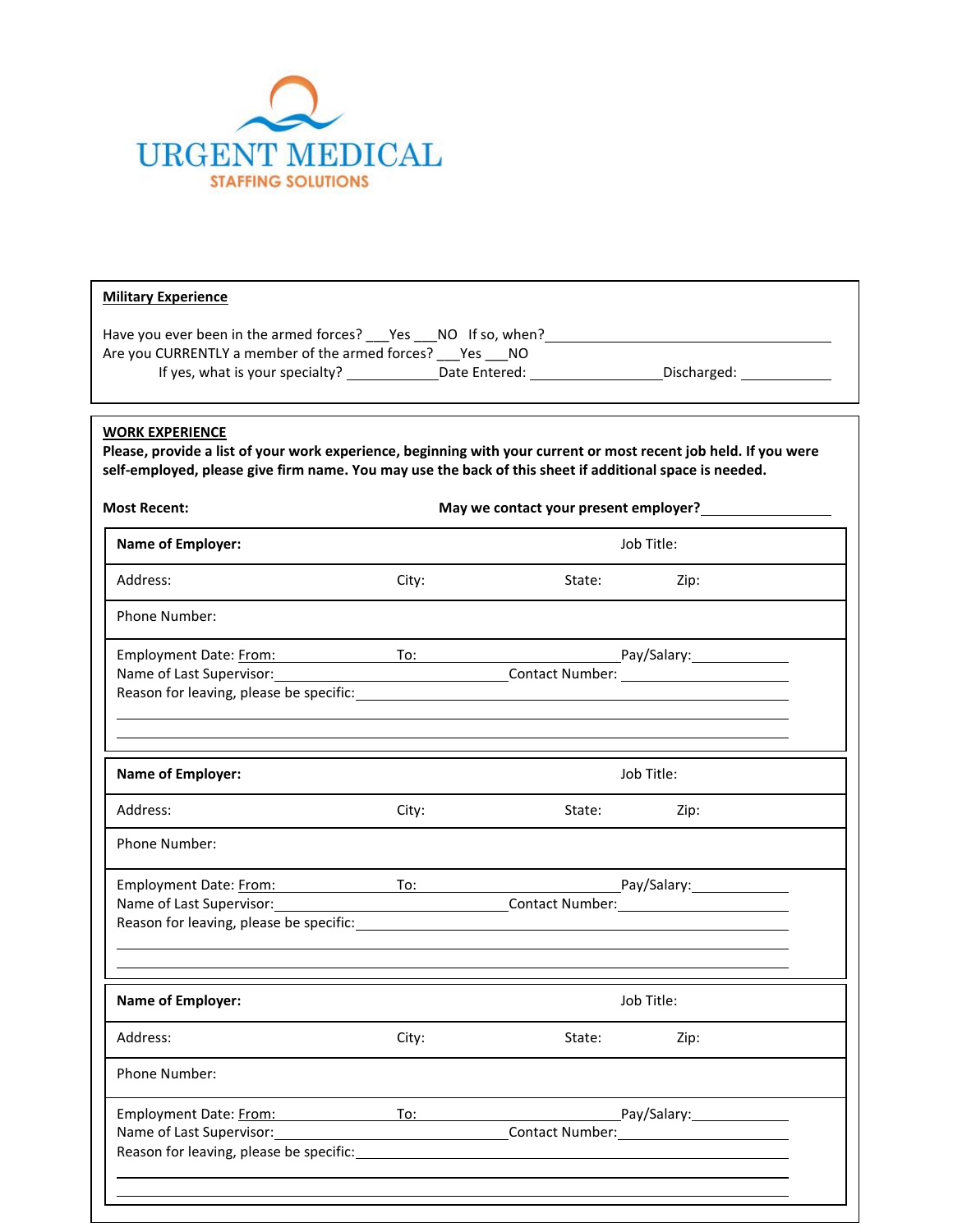URGENT MEDICAL
STAFFING SOLUTIONS

**Military Experience**

Have you ever been in the armed forces? ___Yes ___NO If so, when?___________________________

Are you CURRENTLY a member of the armed forces? ___Yes ___NO

If yes, what is your specialty? ___________ Date Entered: _______________ Discharged: ___________

**WORK EXPERIENCE**

**Please, provide a list of your work experience, beginning with your current or most recent job held. If you were self-employed, please give firm name. You may use the back of this sheet if additional space is needed.**

**Most Recent:** **May we contact your present employer?**_______________

**Name of Employer:** Job Title:

Address: City: State: Zip:

Phone Number:

Employment Date: From:_______________ To:_______________________ Pay/Salary:___________

Name of Last Supervisor:___________________________ Contact Number: ______________________

Reason for leaving, please be specific:___________________________________________________

_________________________________________________________________________________

_________________________________________________________________________________

**Name of Employer:** Job Title:

Address: City: State: Zip:

Phone Number:

Employment Date: From:_______________ To:_______________________ Pay/Salary:___________

Name of Last Supervisor:___________________________ Contact Number:______________________

Reason for leaving, please be specific:___________________________________________________

_________________________________________________________________________________

_________________________________________________________________________________

**Name of Employer:** Job Title:

Address: City: State: Zip:

Phone Number:

Employment Date: From:_______________ To:_______________________ Pay/Salary:___________

Name of Last Supervisor:___________________________ Contact Number:______________________

Reason for leaving, please be specific:___________________________________________________

_________________________________________________________________________________

_________________________________________________________________________________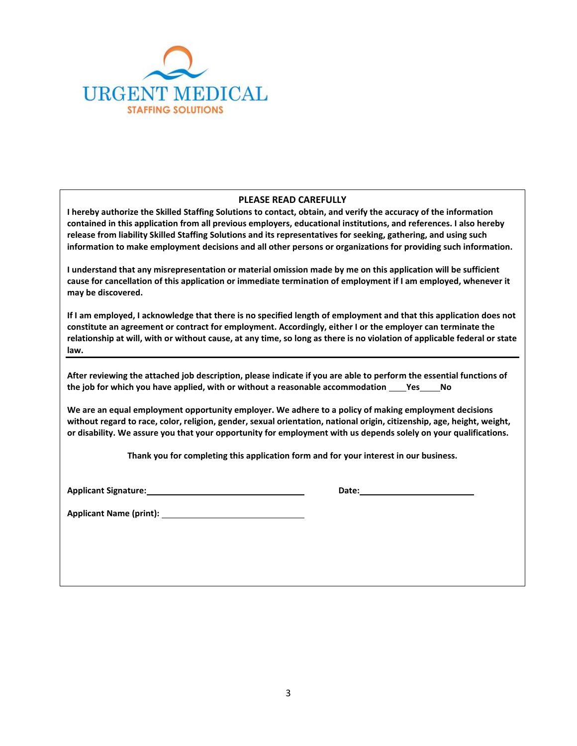URGENT MEDICAL
STAFFING SOLUTIONS

## PLEASE READ CAREFULLY

**I hereby authorize the Skilled Staffing Solutions to contact, obtain, and verify the accuracy of the information contained in this application from all previous employers, educational institutions, and references. I also hereby release from liability Skilled Staffing Solutions and its representatives for seeking, gathering, and using such information to make employment decisions and all other persons or organizations for providing such information.**

**I understand that any misrepresentation or material omission made by me on this application will be sufficient cause for cancellation of this application or immediate termination of employment if I am employed, whenever it may be discovered.**

**If I am employed, I acknowledge that there is no specified length of employment and that this application does not constitute an agreement or contract for employment. Accordingly, either I or the employer can terminate the relationship at will, with or without cause, at any time, so long as there is no violation of applicable federal or state law.**

---

**After reviewing the attached job description, please indicate if you are able to perform the essential functions of the job for which you have applied, with or without a reasonable accommodation \_\_\_\_Yes\_\_\_\_No**

**We are an equal employment opportunity employer. We adhere to a policy of making employment decisions without regard to race, color, religion, gender, sexual orientation, national origin, citizenship, age, height, weight, or disability. We assure you that your opportunity for employment with us depends solely on your qualifications.**

**Thank you for completing this application form and for your interest in our business.**

**Applicant Signature:**\_\_\_\_\_\_\_\_\_\_\_\_\_\_\_\_\_\_\_\_\_\_\_\_\_\_\_\_\_\_ **Date:**\_\_\_\_\_\_\_\_\_\_\_\_\_\_\_\_\_\_\_\_\_\_

**Applicant Name (print):** \_\_\_\_\_\_\_\_\_\_\_\_\_\_\_\_\_\_\_\_\_\_\_\_\_\_\_\_